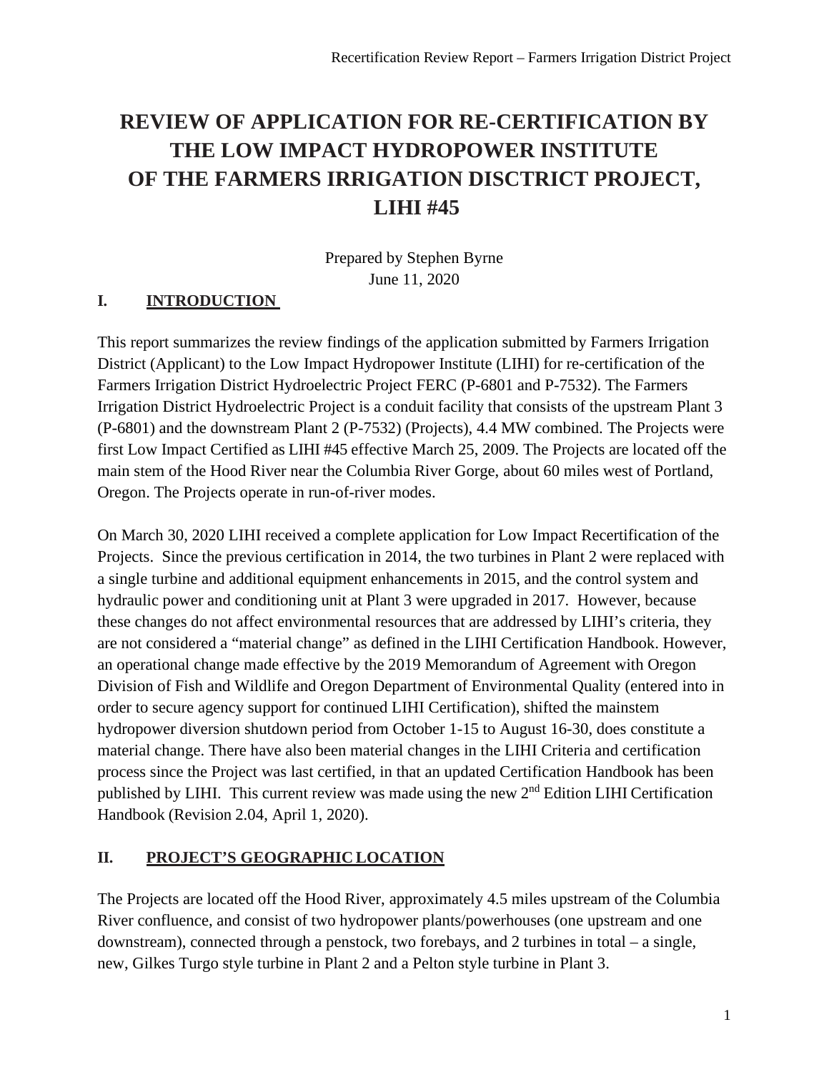# REVIEW OF APPLICATION FOR RE-CERTIFICATION BY THE LOW IMPACT HYDROPOWER INSTITUTE OF THE FARMERS IRRIGATION DISCTRICT PROJECT, LIHI #45

Prepared by Stephen Byrne
June 11, 2020

## I. INTRODUCTION

This report summarizes the review findings of the application submitted by Farmers Irrigation District (Applicant) to the Low Impact Hydropower Institute (LIHI) for re-certification of the Farmers Irrigation District Hydroelectric Project FERC (P-6801 and P-7532). The Farmers Irrigation District Hydroelectric Project is a conduit facility that consists of the upstream Plant 3 (P-6801) and the downstream Plant 2 (P-7532) (Projects), 4.4 MW combined. The Projects were first Low Impact Certified as LIHI #45 effective March 25, 2009. The Projects are located off the main stem of the Hood River near the Columbia River Gorge, about 60 miles west of Portland, Oregon. The Projects operate in run-of-river modes.

On March 30, 2020 LIHI received a complete application for Low Impact Recertification of the Projects. Since the previous certification in 2014, the two turbines in Plant 2 were replaced with a single turbine and additional equipment enhancements in 2015, and the control system and hydraulic power and conditioning unit at Plant 3 were upgraded in 2017. However, because these changes do not affect environmental resources that are addressed by LIHI's criteria, they are not considered a "material change" as defined in the LIHI Certification Handbook. However, an operational change made effective by the 2019 Memorandum of Agreement with Oregon Division of Fish and Wildlife and Oregon Department of Environmental Quality (entered into in order to secure agency support for continued LIHI Certification), shifted the mainstem hydropower diversion shutdown period from October 1-15 to August 16-30, does constitute a material change. There have also been material changes in the LIHI Criteria and certification process since the Project was last certified, in that an updated Certification Handbook has been published by LIHI. This current review was made using the new 2nd Edition LIHI Certification Handbook (Revision 2.04, April 1, 2020).

## II. PROJECT'S GEOGRAPHIC LOCATION

The Projects are located off the Hood River, approximately 4.5 miles upstream of the Columbia River confluence, and consist of two hydropower plants/powerhouses (one upstream and one downstream), connected through a penstock, two forebays, and 2 turbines in total – a single, new, Gilkes Turgo style turbine in Plant 2 and a Pelton style turbine in Plant 3.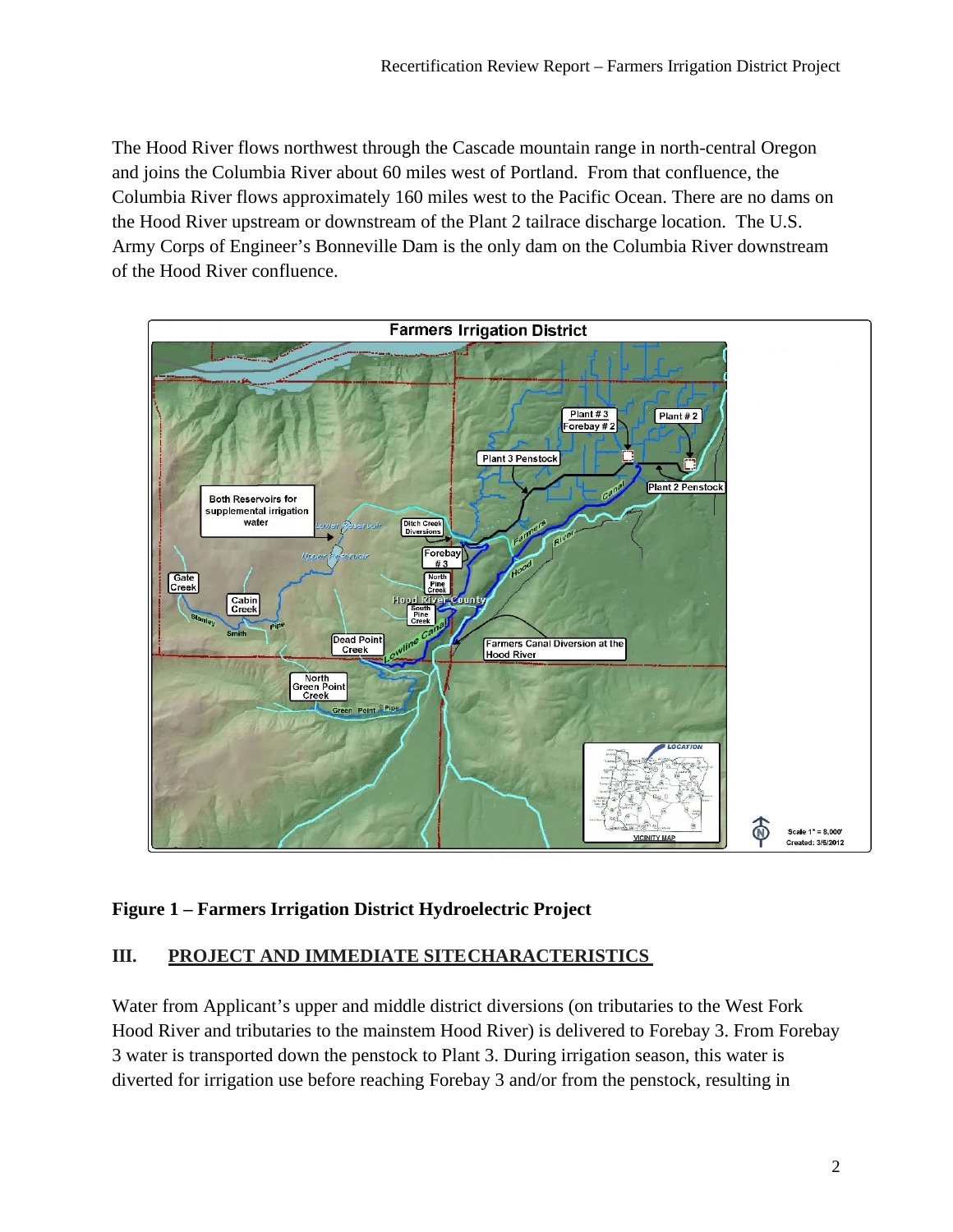The Hood River flows northwest through the Cascade mountain range in north-central Oregon and joins the Columbia River about 60 miles west of Portland. From that confluence, the Columbia River flows approximately 160 miles west to the Pacific Ocean. There are no dams on the Hood River upstream or downstream of the Plant 2 tailrace discharge location. The U.S. Army Corps of Engineer's Bonneville Dam is the only dam on the Columbia River downstream of the Hood River confluence.

**Figure 1 – Farmers Irrigation District Hydroelectric Project**

## III. PROJECT AND IMMEDIATE SITECHARACTERISTICS

Water from Applicant's upper and middle district diversions (on tributaries to the West Fork Hood River and tributaries to the mainstem Hood River) is delivered to Forebay 3. From Forebay 3 water is transported down the penstock to Plant 3. During irrigation season, this water is diverted for irrigation use before reaching Forebay 3 and/or from the penstock, resulting in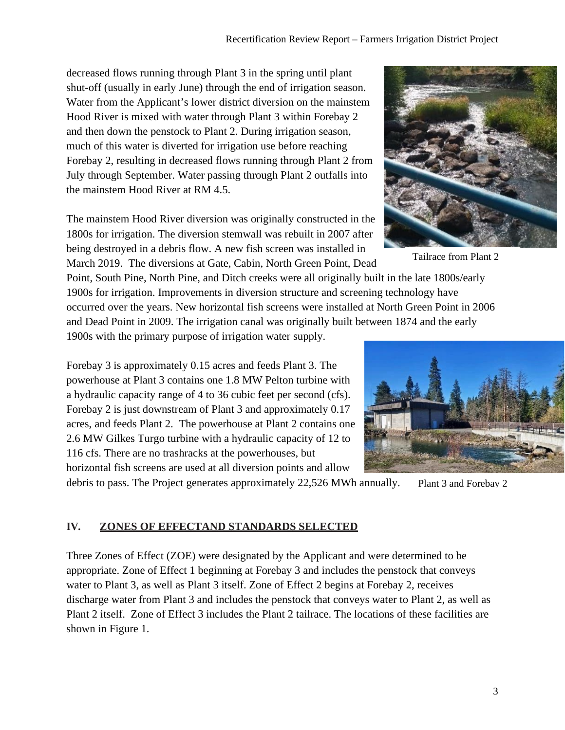decreased flows running through Plant 3 in the spring until plant shut-off (usually in early June) through the end of irrigation season. Water from the Applicant's lower district diversion on the mainstem Hood River is mixed with water through Plant 3 within Forebay 2 and then down the penstock to Plant 2. During irrigation season, much of this water is diverted for irrigation use before reaching Forebay 2, resulting in decreased flows running through Plant 2 from July through September. Water passing through Plant 2 outfalls into the mainstem Hood River at RM 4.5.

Tailrace from Plant 2

The mainstem Hood River diversion was originally constructed in the 1800s for irrigation. The diversion stemwall was rebuilt in 2007 after being destroyed in a debris flow. A new fish screen was installed in March 2019. The diversions at Gate, Cabin, North Green Point, Dead Point, South Pine, North Pine, and Ditch creeks were all originally built in the late 1800s/early 1900s for irrigation. Improvements in diversion structure and screening technology have occurred over the years. New horizontal fish screens were installed at North Green Point in 2006 and Dead Point in 2009. The irrigation canal was originally built between 1874 and the early 1900s with the primary purpose of irrigation water supply.

Forebay 3 is approximately 0.15 acres and feeds Plant 3. The powerhouse at Plant 3 contains one 1.8 MW Pelton turbine with a hydraulic capacity range of 4 to 36 cubic feet per second (cfs). Forebay 2 is just downstream of Plant 3 and approximately 0.17 acres, and feeds Plant 2. The powerhouse at Plant 2 contains one 2.6 MW Gilkes Turgo turbine with a hydraulic capacity of 12 to 116 cfs. There are no trashracks at the powerhouses, but horizontal fish screens are used at all diversion points and allow debris to pass. The Project generates approximately 22,526 MWh annually.

Plant 3 and Forebay 2

## IV. ZONES OF EFFECTAND STANDARDS SELECTED

Three Zones of Effect (ZOE) were designated by the Applicant and were determined to be appropriate. Zone of Effect 1 beginning at Forebay 3 and includes the penstock that conveys water to Plant 3, as well as Plant 3 itself. Zone of Effect 2 begins at Forebay 2, receives discharge water from Plant 3 and includes the penstock that conveys water to Plant 2, as well as Plant 2 itself. Zone of Effect 3 includes the Plant 2 tailrace. The locations of these facilities are shown in Figure 1.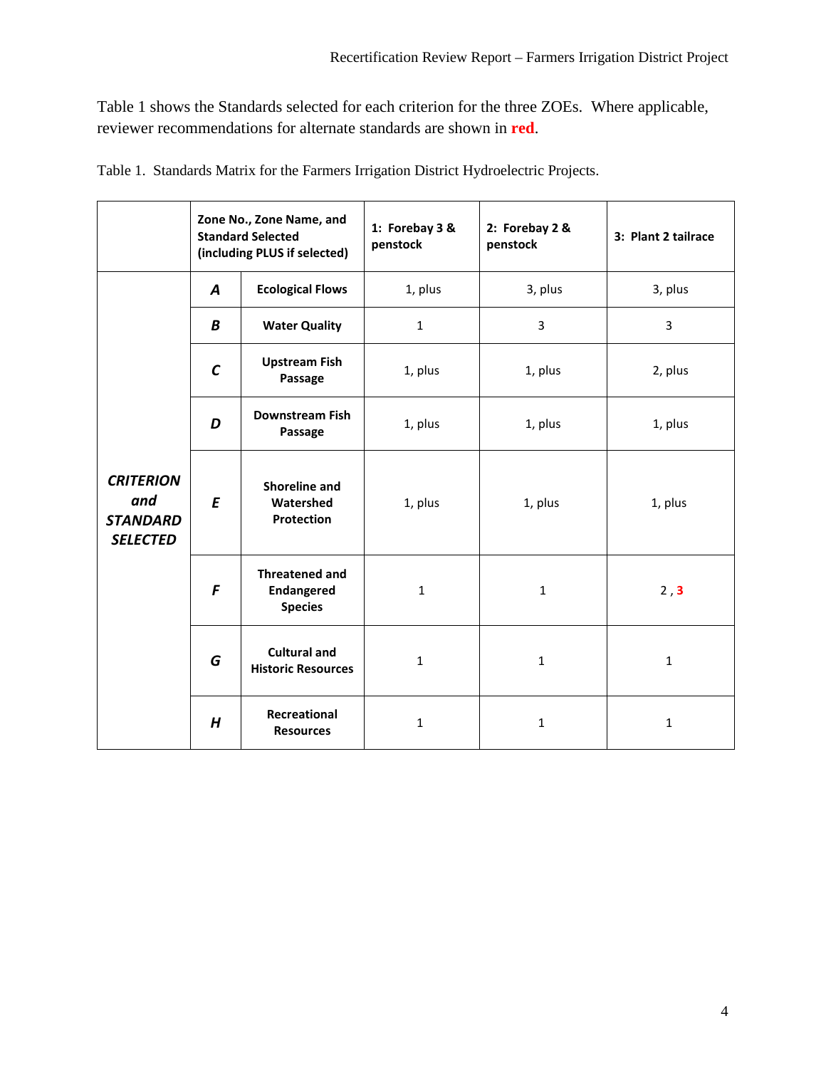Table 1 shows the Standards selected for each criterion for the three ZOEs. Where applicable, reviewer recommendations for alternate standards are shown in **red**.

Table 1. Standards Matrix for the Farmers Irrigation District Hydroelectric Projects.

| | Zone No., Zone Name, and Standard Selected (including PLUS if selected) | | 1: Forebay 3 & penstock | 2: Forebay 2 & penstock | 3: Plant 2 tailrace |
|---|---|---|---|---|---|
| ***CRITERION and STANDARD SELECTED*** | ***A*** | **Ecological Flows** | 1, plus | 3, plus | 3, plus |
| | ***B*** | **Water Quality** | 1 | 3 | 3 |
| | ***C*** | **Upstream Fish Passage** | 1, plus | 1, plus | 2, plus |
| | ***D*** | **Downstream Fish Passage** | 1, plus | 1, plus | 1, plus |
| | ***E*** | **Shoreline and Watershed Protection** | 1, plus | 1, plus | 1, plus |
| | ***F*** | **Threatened and Endangered Species** | 1 | 1 | 2 , **3** |
| | ***G*** | **Cultural and Historic Resources** | 1 | 1 | 1 |
| | ***H*** | **Recreational Resources** | 1 | 1 | 1 |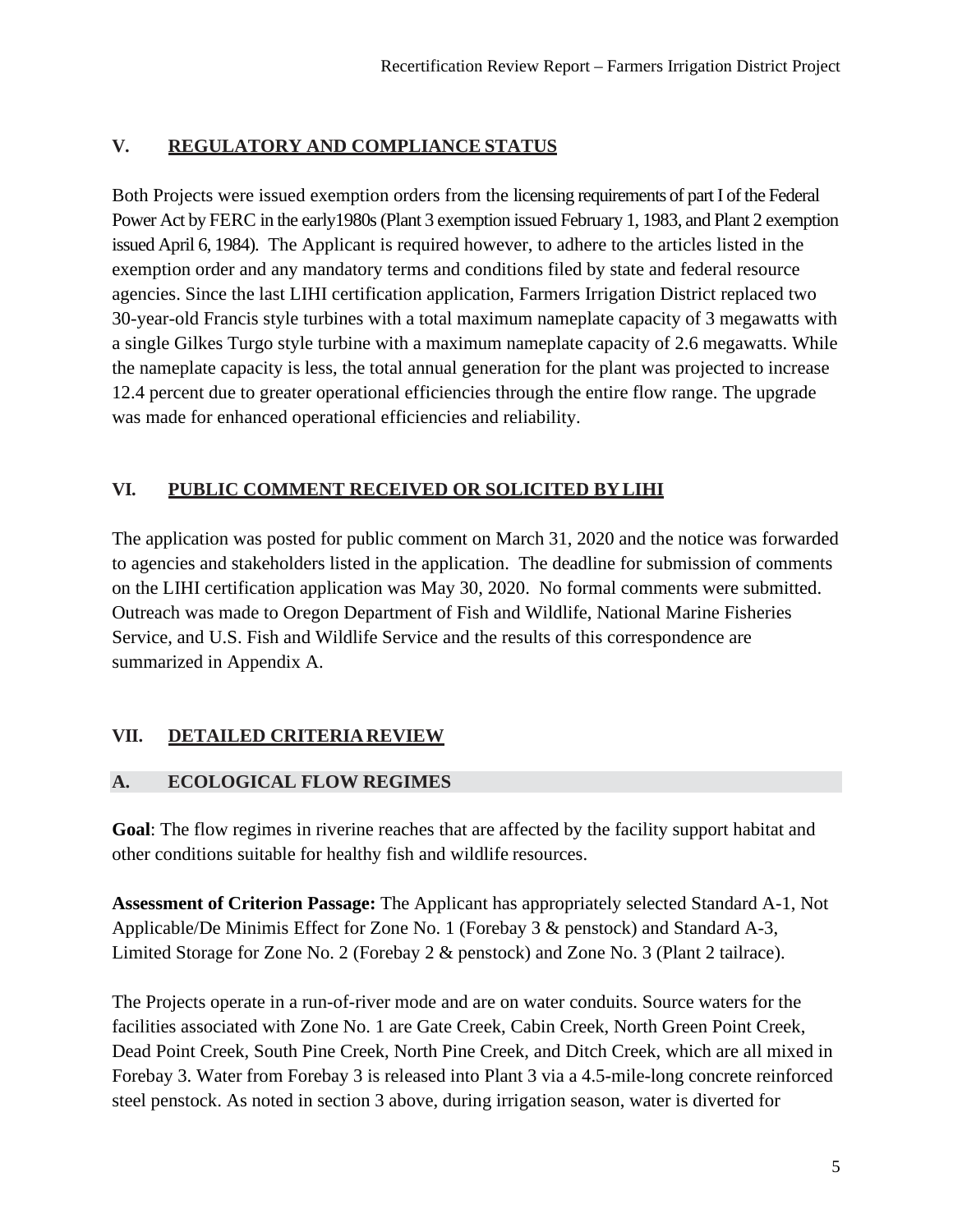## V. REGULATORY AND COMPLIANCE STATUS

Both Projects were issued exemption orders from the licensing requirements of part I of the Federal Power Act by FERC in the early1980s (Plant 3 exemption issued February 1, 1983, and Plant 2 exemption issued April 6, 1984). The Applicant is required however, to adhere to the articles listed in the exemption order and any mandatory terms and conditions filed by state and federal resource agencies. Since the last LIHI certification application, Farmers Irrigation District replaced two 30-year-old Francis style turbines with a total maximum nameplate capacity of 3 megawatts with a single Gilkes Turgo style turbine with a maximum nameplate capacity of 2.6 megawatts. While the nameplate capacity is less, the total annual generation for the plant was projected to increase 12.4 percent due to greater operational efficiencies through the entire flow range. The upgrade was made for enhanced operational efficiencies and reliability.

## VI. PUBLIC COMMENT RECEIVED OR SOLICITED BY LIHI

The application was posted for public comment on March 31, 2020 and the notice was forwarded to agencies and stakeholders listed in the application. The deadline for submission of comments on the LIHI certification application was May 30, 2020. No formal comments were submitted. Outreach was made to Oregon Department of Fish and Wildlife, National Marine Fisheries Service, and U.S. Fish and Wildlife Service and the results of this correspondence are summarized in Appendix A.

## VII. DETAILED CRITERIA REVIEW

### A. ECOLOGICAL FLOW REGIMES

**Goal**: The flow regimes in riverine reaches that are affected by the facility support habitat and other conditions suitable for healthy fish and wildlife resources.

**Assessment of Criterion Passage:** The Applicant has appropriately selected Standard A-1, Not Applicable/De Minimis Effect for Zone No. 1 (Forebay 3 & penstock) and Standard A-3, Limited Storage for Zone No. 2 (Forebay 2 & penstock) and Zone No. 3 (Plant 2 tailrace).

The Projects operate in a run-of-river mode and are on water conduits. Source waters for the facilities associated with Zone No. 1 are Gate Creek, Cabin Creek, North Green Point Creek, Dead Point Creek, South Pine Creek, North Pine Creek, and Ditch Creek, which are all mixed in Forebay 3. Water from Forebay 3 is released into Plant 3 via a 4.5-mile-long concrete reinforced steel penstock. As noted in section 3 above, during irrigation season, water is diverted for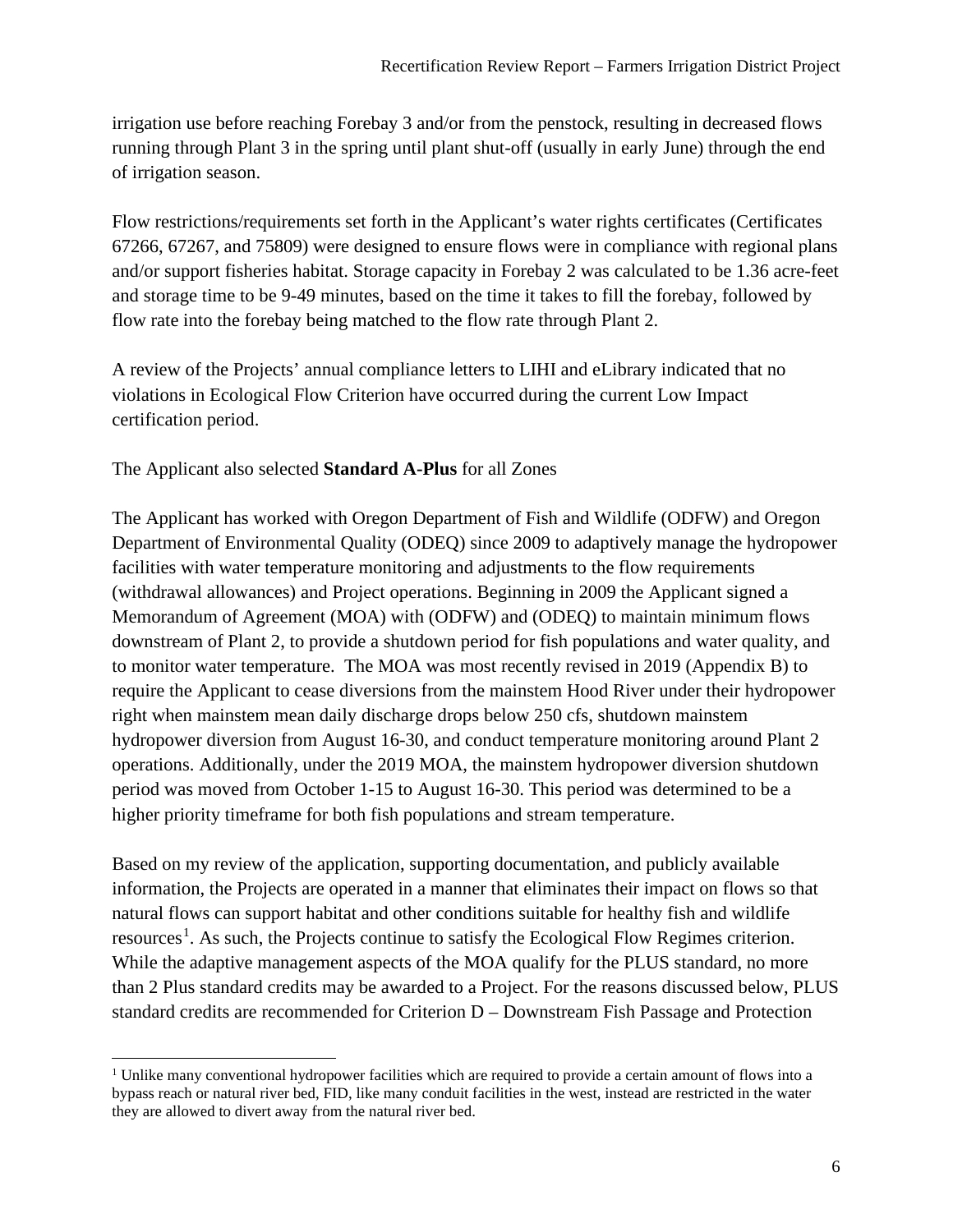irrigation use before reaching Forebay 3 and/or from the penstock, resulting in decreased flows running through Plant 3 in the spring until plant shut-off (usually in early June) through the end of irrigation season.

Flow restrictions/requirements set forth in the Applicant's water rights certificates (Certificates 67266, 67267, and 75809) were designed to ensure flows were in compliance with regional plans and/or support fisheries habitat. Storage capacity in Forebay 2 was calculated to be 1.36 acre-feet and storage time to be 9-49 minutes, based on the time it takes to fill the forebay, followed by flow rate into the forebay being matched to the flow rate through Plant 2.

A review of the Projects' annual compliance letters to LIHI and eLibrary indicated that no violations in Ecological Flow Criterion have occurred during the current Low Impact certification period.

The Applicant also selected **Standard A-Plus** for all Zones

The Applicant has worked with Oregon Department of Fish and Wildlife (ODFW) and Oregon Department of Environmental Quality (ODEQ) since 2009 to adaptively manage the hydropower facilities with water temperature monitoring and adjustments to the flow requirements (withdrawal allowances) and Project operations. Beginning in 2009 the Applicant signed a Memorandum of Agreement (MOA) with (ODFW) and (ODEQ) to maintain minimum flows downstream of Plant 2, to provide a shutdown period for fish populations and water quality, and to monitor water temperature. The MOA was most recently revised in 2019 (Appendix B) to require the Applicant to cease diversions from the mainstem Hood River under their hydropower right when mainstem mean daily discharge drops below 250 cfs, shutdown mainstem hydropower diversion from August 16-30, and conduct temperature monitoring around Plant 2 operations. Additionally, under the 2019 MOA, the mainstem hydropower diversion shutdown period was moved from October 1-15 to August 16-30. This period was determined to be a higher priority timeframe for both fish populations and stream temperature.

Based on my review of the application, supporting documentation, and publicly available information, the Projects are operated in a manner that eliminates their impact on flows so that natural flows can support habitat and other conditions suitable for healthy fish and wildlife resources[1]. As such, the Projects continue to satisfy the Ecological Flow Regimes criterion. While the adaptive management aspects of the MOA qualify for the PLUS standard, no more than 2 Plus standard credits may be awarded to a Project. For the reasons discussed below, PLUS standard credits are recommended for Criterion D – Downstream Fish Passage and Protection

[1] Unlike many conventional hydropower facilities which are required to provide a certain amount of flows into a bypass reach or natural river bed, FID, like many conduit facilities in the west, instead are restricted in the water they are allowed to divert away from the natural river bed.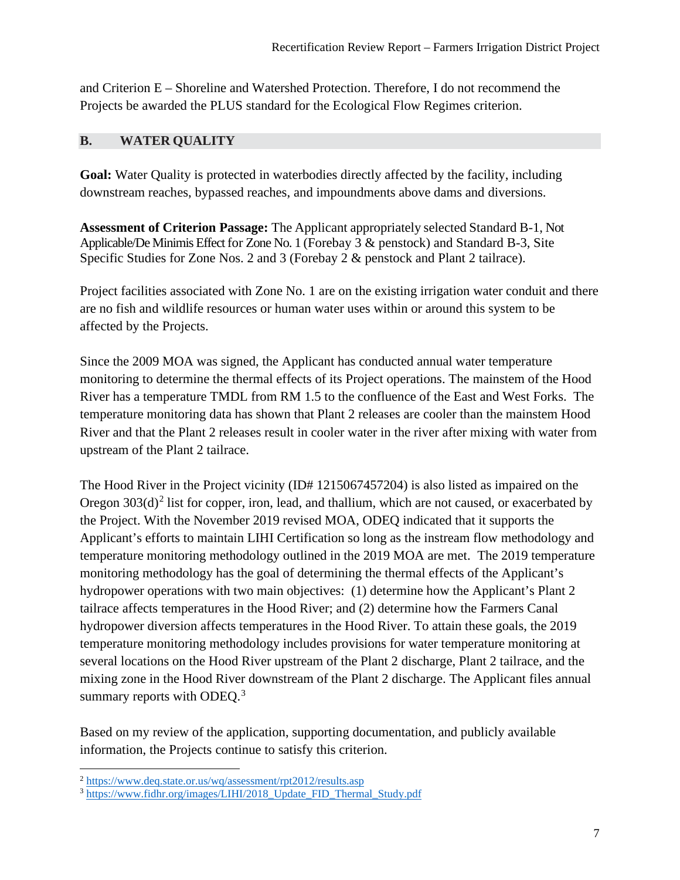and Criterion E – Shoreline and Watershed Protection. Therefore, I do not recommend the Projects be awarded the PLUS standard for the Ecological Flow Regimes criterion.

## B. WATER QUALITY

**Goal:** Water Quality is protected in waterbodies directly affected by the facility, including downstream reaches, bypassed reaches, and impoundments above dams and diversions.

**Assessment of Criterion Passage:** The Applicant appropriately selected Standard B-1, Not Applicable/De Minimis Effect for Zone No. 1 (Forebay 3 & penstock) and Standard B-3, Site Specific Studies for Zone Nos. 2 and 3 (Forebay 2 & penstock and Plant 2 tailrace).

Project facilities associated with Zone No. 1 are on the existing irrigation water conduit and there are no fish and wildlife resources or human water uses within or around this system to be affected by the Projects.

Since the 2009 MOA was signed, the Applicant has conducted annual water temperature monitoring to determine the thermal effects of its Project operations. The mainstem of the Hood River has a temperature TMDL from RM 1.5 to the confluence of the East and West Forks. The temperature monitoring data has shown that Plant 2 releases are cooler than the mainstem Hood River and that the Plant 2 releases result in cooler water in the river after mixing with water from upstream of the Plant 2 tailrace.

The Hood River in the Project vicinity (ID# 1215067457204) is also listed as impaired on the Oregon 303(d)[2] list for copper, iron, lead, and thallium, which are not caused, or exacerbated by the Project. With the November 2019 revised MOA, ODEQ indicated that it supports the Applicant's efforts to maintain LIHI Certification so long as the instream flow methodology and temperature monitoring methodology outlined in the 2019 MOA are met. The 2019 temperature monitoring methodology has the goal of determining the thermal effects of the Applicant's hydropower operations with two main objectives: (1) determine how the Applicant's Plant 2 tailrace affects temperatures in the Hood River; and (2) determine how the Farmers Canal hydropower diversion affects temperatures in the Hood River. To attain these goals, the 2019 temperature monitoring methodology includes provisions for water temperature monitoring at several locations on the Hood River upstream of the Plant 2 discharge, Plant 2 tailrace, and the mixing zone in the Hood River downstream of the Plant 2 discharge. The Applicant files annual summary reports with ODEQ.[3]

Based on my review of the application, supporting documentation, and publicly available information, the Projects continue to satisfy this criterion.

---

[2] https://www.deq.state.or.us/wq/assessment/rpt2012/results.asp

[3] https://www.fidhr.org/images/LIHI/2018_Update_FID_Thermal_Study.pdf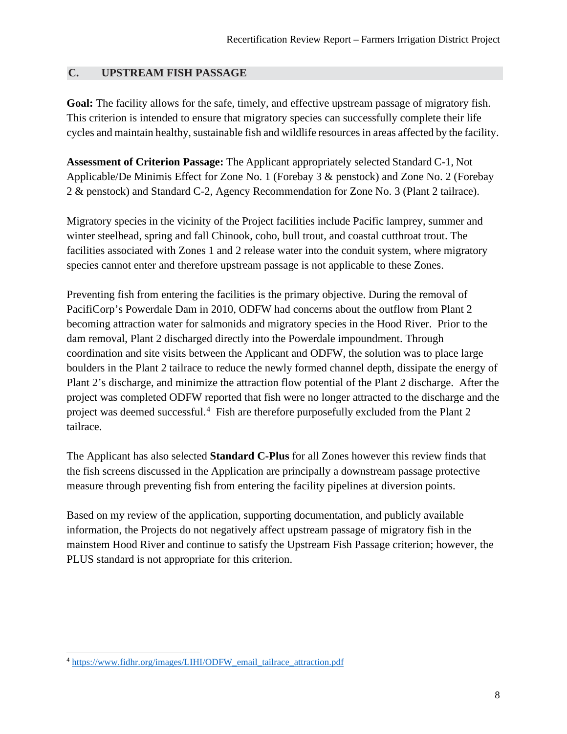## C. UPSTREAM FISH PASSAGE

**Goal:** The facility allows for the safe, timely, and effective upstream passage of migratory fish. This criterion is intended to ensure that migratory species can successfully complete their life cycles and maintain healthy, sustainable fish and wildlife resources in areas affected by the facility.

**Assessment of Criterion Passage:** The Applicant appropriately selected Standard C-1, Not Applicable/De Minimis Effect for Zone No. 1 (Forebay 3 & penstock) and Zone No. 2 (Forebay 2 & penstock) and Standard C-2, Agency Recommendation for Zone No. 3 (Plant 2 tailrace).

Migratory species in the vicinity of the Project facilities include Pacific lamprey, summer and winter steelhead, spring and fall Chinook, coho, bull trout, and coastal cutthroat trout. The facilities associated with Zones 1 and 2 release water into the conduit system, where migratory species cannot enter and therefore upstream passage is not applicable to these Zones.

Preventing fish from entering the facilities is the primary objective. During the removal of PacifiCorp's Powerdale Dam in 2010, ODFW had concerns about the outflow from Plant 2 becoming attraction water for salmonids and migratory species in the Hood River. Prior to the dam removal, Plant 2 discharged directly into the Powerdale impoundment. Through coordination and site visits between the Applicant and ODFW, the solution was to place large boulders in the Plant 2 tailrace to reduce the newly formed channel depth, dissipate the energy of Plant 2's discharge, and minimize the attraction flow potential of the Plant 2 discharge. After the project was completed ODFW reported that fish were no longer attracted to the discharge and the project was deemed successful.[4] Fish are therefore purposefully excluded from the Plant 2 tailrace.

The Applicant has also selected **Standard C-Plus** for all Zones however this review finds that the fish screens discussed in the Application are principally a downstream passage protective measure through preventing fish from entering the facility pipelines at diversion points.

Based on my review of the application, supporting documentation, and publicly available information, the Projects do not negatively affect upstream passage of migratory fish in the mainstem Hood River and continue to satisfy the Upstream Fish Passage criterion; however, the PLUS standard is not appropriate for this criterion.

---

[4] https://www.fidhr.org/images/LIHI/ODFW_email_tailrace_attraction.pdf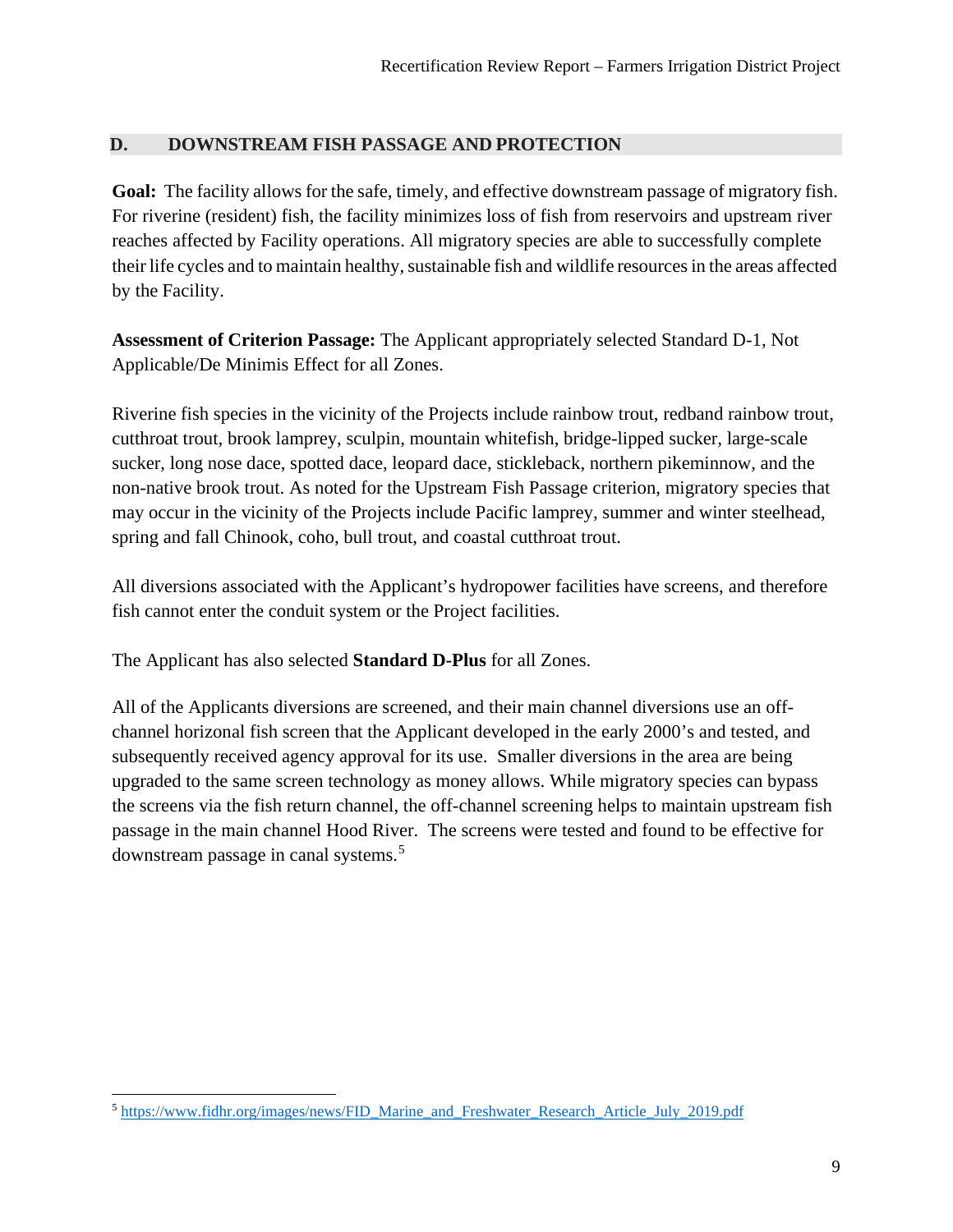## D. DOWNSTREAM FISH PASSAGE AND PROTECTION

**Goal:** The facility allows for the safe, timely, and effective downstream passage of migratory fish. For riverine (resident) fish, the facility minimizes loss of fish from reservoirs and upstream river reaches affected by Facility operations. All migratory species are able to successfully complete their life cycles and to maintain healthy, sustainable fish and wildlife resources in the areas affected by the Facility.

**Assessment of Criterion Passage:** The Applicant appropriately selected Standard D-1, Not Applicable/De Minimis Effect for all Zones.

Riverine fish species in the vicinity of the Projects include rainbow trout, redband rainbow trout, cutthroat trout, brook lamprey, sculpin, mountain whitefish, bridge-lipped sucker, large-scale sucker, long nose dace, spotted dace, leopard dace, stickleback, northern pikeminnow, and the non-native brook trout. As noted for the Upstream Fish Passage criterion, migratory species that may occur in the vicinity of the Projects include Pacific lamprey, summer and winter steelhead, spring and fall Chinook, coho, bull trout, and coastal cutthroat trout.

All diversions associated with the Applicant's hydropower facilities have screens, and therefore fish cannot enter the conduit system or the Project facilities.

The Applicant has also selected **Standard D-Plus** for all Zones.

All of the Applicants diversions are screened, and their main channel diversions use an off-channel horizonal fish screen that the Applicant developed in the early 2000's and tested, and subsequently received agency approval for its use. Smaller diversions in the area are being upgraded to the same screen technology as money allows. While migratory species can bypass the screens via the fish return channel, the off-channel screening helps to maintain upstream fish passage in the main channel Hood River. The screens were tested and found to be effective for downstream passage in canal systems.[5]

[5] https://www.fidhr.org/images/news/FID_Marine_and_Freshwater_Research_Article_July_2019.pdf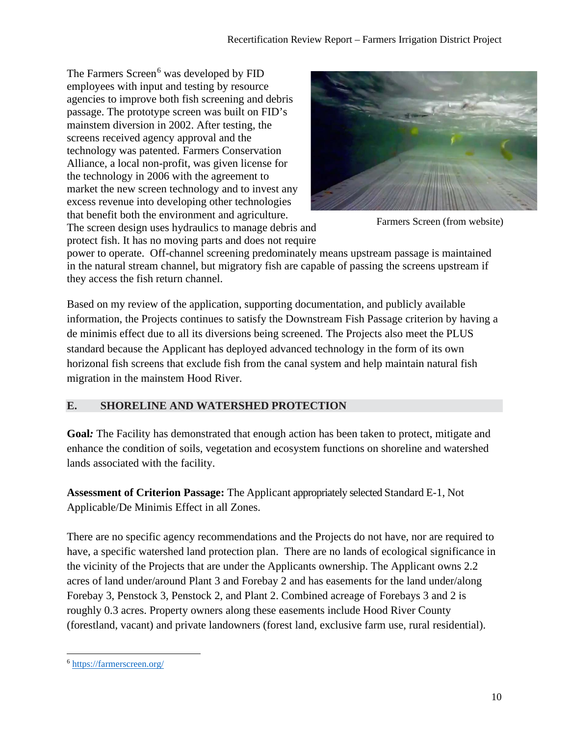The Farmers Screen[6] was developed by FID employees with input and testing by resource agencies to improve both fish screening and debris passage. The prototype screen was built on FID's mainstem diversion in 2002. After testing, the screens received agency approval and the technology was patented. Farmers Conservation Alliance, a local non-profit, was given license for the technology in 2006 with the agreement to market the new screen technology and to invest any excess revenue into developing other technologies that benefit both the environment and agriculture. The screen design uses hydraulics to manage debris and protect fish. It has no moving parts and does not require power to operate. Off-channel screening predominately means upstream passage is maintained in the natural stream channel, but migratory fish are capable of passing the screens upstream if they access the fish return channel.

Farmers Screen (from website)

Based on my review of the application, supporting documentation, and publicly available information, the Projects continues to satisfy the Downstream Fish Passage criterion by having a de minimis effect due to all its diversions being screened. The Projects also meet the PLUS standard because the Applicant has deployed advanced technology in the form of its own horizonal fish screens that exclude fish from the canal system and help maintain natural fish migration in the mainstem Hood River.

## E. SHORELINE AND WATERSHED PROTECTION

**Goal*:*** The Facility has demonstrated that enough action has been taken to protect, mitigate and enhance the condition of soils, vegetation and ecosystem functions on shoreline and watershed lands associated with the facility.

**Assessment of Criterion Passage:** The Applicant appropriately selected Standard E-1, Not Applicable/De Minimis Effect in all Zones.

There are no specific agency recommendations and the Projects do not have, nor are required to have, a specific watershed land protection plan. There are no lands of ecological significance in the vicinity of the Projects that are under the Applicants ownership. The Applicant owns 2.2 acres of land under/around Plant 3 and Forebay 2 and has easements for the land under/along Forebay 3, Penstock 3, Penstock 2, and Plant 2. Combined acreage of Forebays 3 and 2 is roughly 0.3 acres. Property owners along these easements include Hood River County (forestland, vacant) and private landowners (forest land, exclusive farm use, rural residential).

[6] https://farmerscreen.org/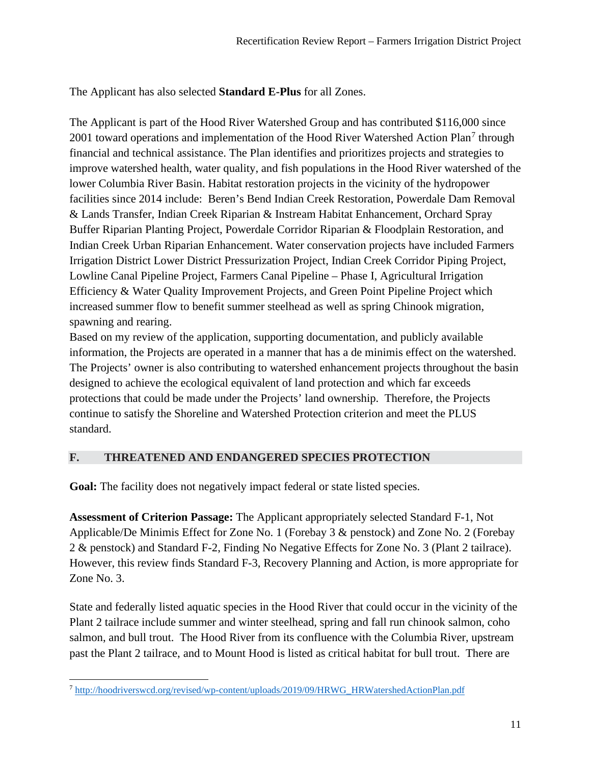The Applicant has also selected **Standard E-Plus** for all Zones.

The Applicant is part of the Hood River Watershed Group and has contributed $116,000 since 2001 toward operations and implementation of the Hood River Watershed Action Plan[7] through financial and technical assistance. The Plan identifies and prioritizes projects and strategies to improve watershed health, water quality, and fish populations in the Hood River watershed of the lower Columbia River Basin. Habitat restoration projects in the vicinity of the hydropower facilities since 2014 include: Beren's Bend Indian Creek Restoration, Powerdale Dam Removal & Lands Transfer, Indian Creek Riparian & Instream Habitat Enhancement, Orchard Spray Buffer Riparian Planting Project, Powerdale Corridor Riparian & Floodplain Restoration, and Indian Creek Urban Riparian Enhancement. Water conservation projects have included Farmers Irrigation District Lower District Pressurization Project, Indian Creek Corridor Piping Project, Lowline Canal Pipeline Project, Farmers Canal Pipeline – Phase I, Agricultural Irrigation Efficiency & Water Quality Improvement Projects, and Green Point Pipeline Project which increased summer flow to benefit summer steelhead as well as spring Chinook migration, spawning and rearing.

Based on my review of the application, supporting documentation, and publicly available information, the Projects are operated in a manner that has a de minimis effect on the watershed. The Projects' owner is also contributing to watershed enhancement projects throughout the basin designed to achieve the ecological equivalent of land protection and which far exceeds protections that could be made under the Projects' land ownership. Therefore, the Projects continue to satisfy the Shoreline and Watershed Protection criterion and meet the PLUS standard.

## F. THREATENED AND ENDANGERED SPECIES PROTECTION

**Goal:** The facility does not negatively impact federal or state listed species.

**Assessment of Criterion Passage:** The Applicant appropriately selected Standard F-1, Not Applicable/De Minimis Effect for Zone No. 1 (Forebay 3 & penstock) and Zone No. 2 (Forebay 2 & penstock) and Standard F-2, Finding No Negative Effects for Zone No. 3 (Plant 2 tailrace). However, this review finds Standard F-3, Recovery Planning and Action, is more appropriate for Zone No. 3.

State and federally listed aquatic species in the Hood River that could occur in the vicinity of the Plant 2 tailrace include summer and winter steelhead, spring and fall run chinook salmon, coho salmon, and bull trout. The Hood River from its confluence with the Columbia River, upstream past the Plant 2 tailrace, and to Mount Hood is listed as critical habitat for bull trout. There are

[7] http://hoodriverswcd.org/revised/wp-content/uploads/2019/09/HRWG_HRWatershedActionPlan.pdf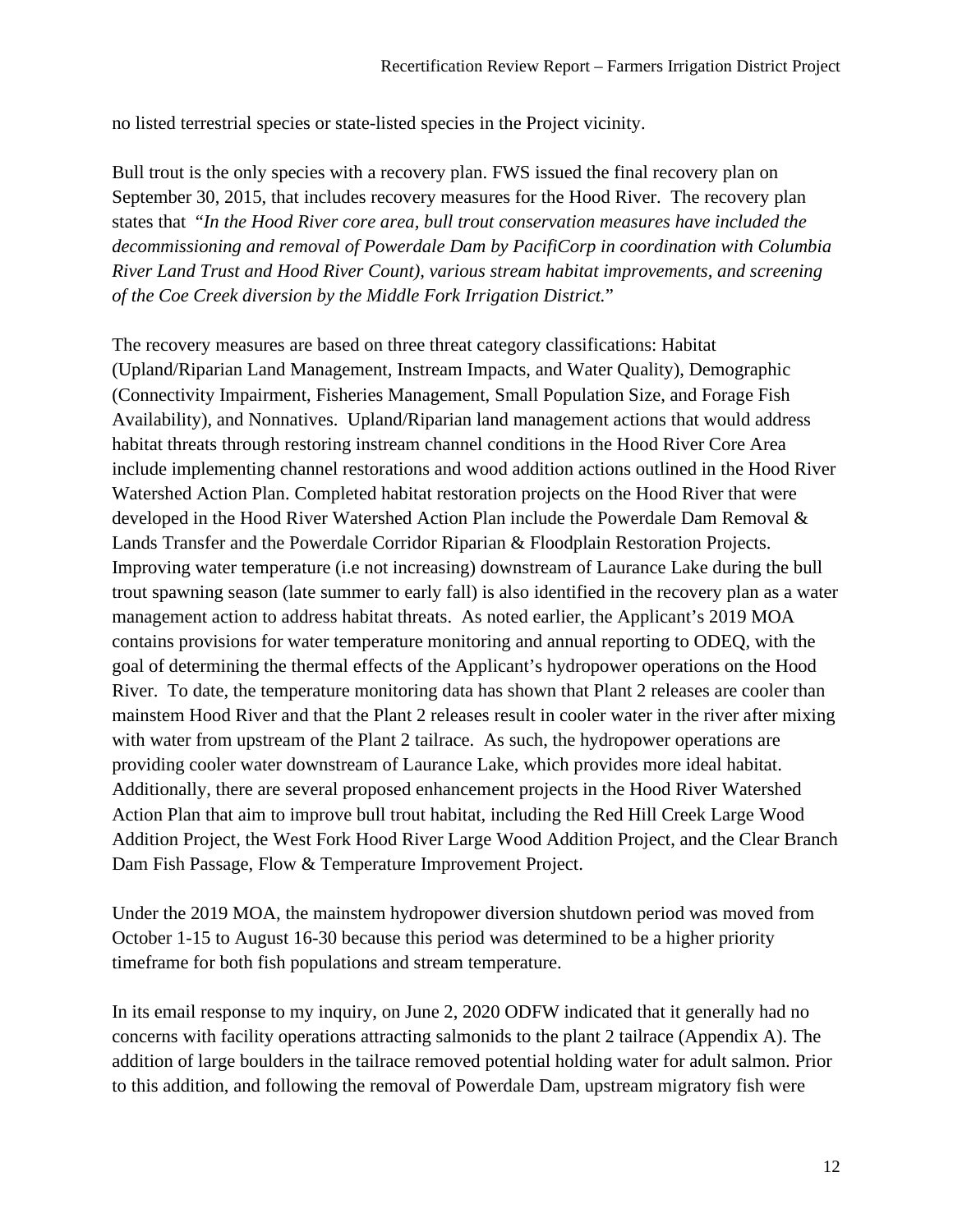no listed terrestrial species or state-listed species in the Project vicinity.

Bull trout is the only species with a recovery plan. FWS issued the final recovery plan on September 30, 2015, that includes recovery measures for the Hood River. The recovery plan states that *"In the Hood River core area, bull trout conservation measures have included the decommissioning and removal of Powerdale Dam by PacifiCorp in coordination with Columbia River Land Trust and Hood River Count), various stream habitat improvements, and screening of the Coe Creek diversion by the Middle Fork Irrigation District.*"

The recovery measures are based on three threat category classifications: Habitat (Upland/Riparian Land Management, Instream Impacts, and Water Quality), Demographic (Connectivity Impairment, Fisheries Management, Small Population Size, and Forage Fish Availability), and Nonnatives. Upland/Riparian land management actions that would address habitat threats through restoring instream channel conditions in the Hood River Core Area include implementing channel restorations and wood addition actions outlined in the Hood River Watershed Action Plan. Completed habitat restoration projects on the Hood River that were developed in the Hood River Watershed Action Plan include the Powerdale Dam Removal & Lands Transfer and the Powerdale Corridor Riparian & Floodplain Restoration Projects. Improving water temperature (i.e not increasing) downstream of Laurance Lake during the bull trout spawning season (late summer to early fall) is also identified in the recovery plan as a water management action to address habitat threats. As noted earlier, the Applicant's 2019 MOA contains provisions for water temperature monitoring and annual reporting to ODEQ, with the goal of determining the thermal effects of the Applicant's hydropower operations on the Hood River. To date, the temperature monitoring data has shown that Plant 2 releases are cooler than mainstem Hood River and that the Plant 2 releases result in cooler water in the river after mixing with water from upstream of the Plant 2 tailrace. As such, the hydropower operations are providing cooler water downstream of Laurance Lake, which provides more ideal habitat. Additionally, there are several proposed enhancement projects in the Hood River Watershed Action Plan that aim to improve bull trout habitat, including the Red Hill Creek Large Wood Addition Project, the West Fork Hood River Large Wood Addition Project, and the Clear Branch Dam Fish Passage, Flow & Temperature Improvement Project.

Under the 2019 MOA, the mainstem hydropower diversion shutdown period was moved from October 1-15 to August 16-30 because this period was determined to be a higher priority timeframe for both fish populations and stream temperature.

In its email response to my inquiry, on June 2, 2020 ODFW indicated that it generally had no concerns with facility operations attracting salmonids to the plant 2 tailrace (Appendix A). The addition of large boulders in the tailrace removed potential holding water for adult salmon. Prior to this addition, and following the removal of Powerdale Dam, upstream migratory fish were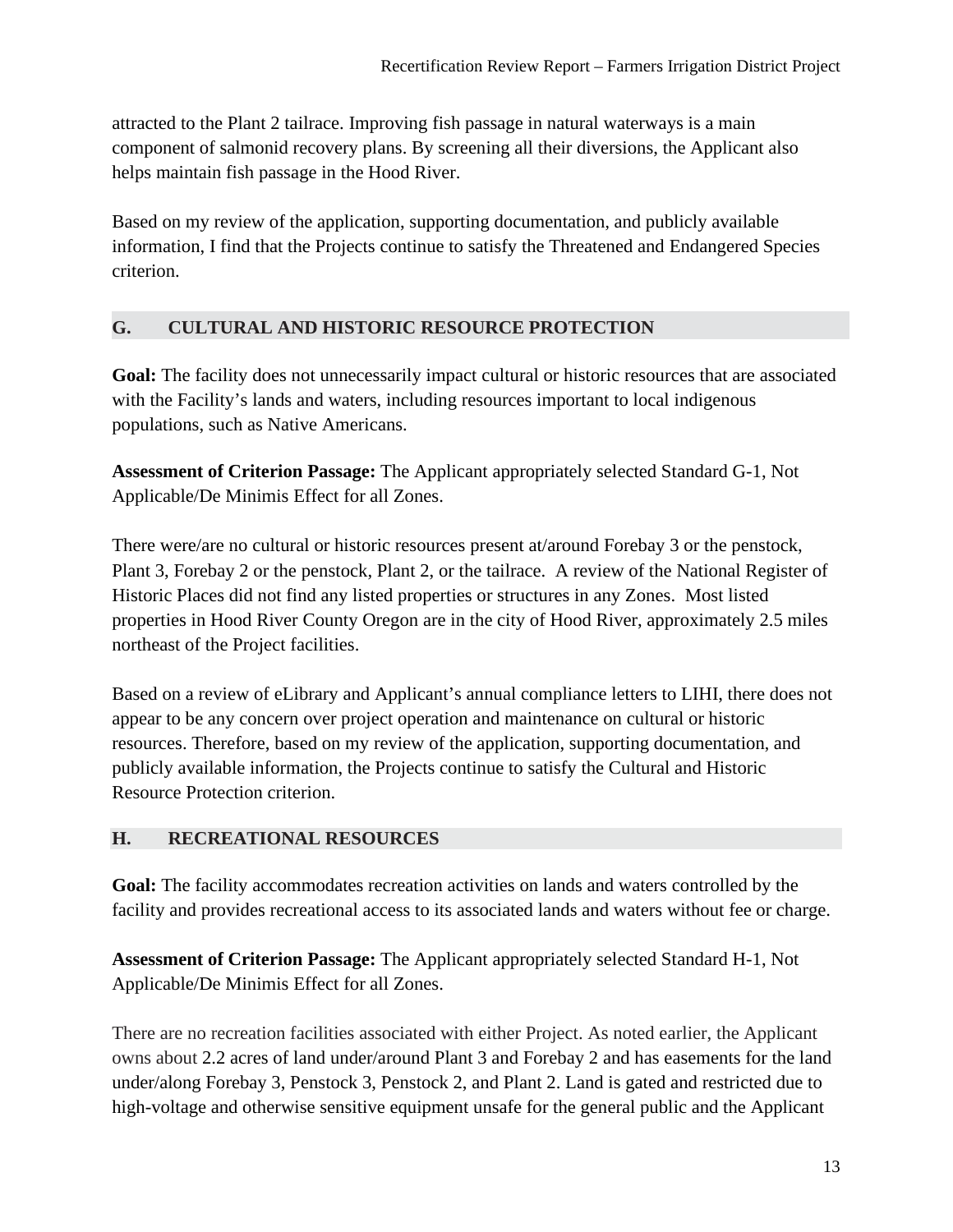attracted to the Plant 2 tailrace. Improving fish passage in natural waterways is a main component of salmonid recovery plans. By screening all their diversions, the Applicant also helps maintain fish passage in the Hood River.

Based on my review of the application, supporting documentation, and publicly available information, I find that the Projects continue to satisfy the Threatened and Endangered Species criterion.

## G. CULTURAL AND HISTORIC RESOURCE PROTECTION

**Goal:** The facility does not unnecessarily impact cultural or historic resources that are associated with the Facility's lands and waters, including resources important to local indigenous populations, such as Native Americans.

**Assessment of Criterion Passage:** The Applicant appropriately selected Standard G-1, Not Applicable/De Minimis Effect for all Zones.

There were/are no cultural or historic resources present at/around Forebay 3 or the penstock, Plant 3, Forebay 2 or the penstock, Plant 2, or the tailrace. A review of the National Register of Historic Places did not find any listed properties or structures in any Zones. Most listed properties in Hood River County Oregon are in the city of Hood River, approximately 2.5 miles northeast of the Project facilities.

Based on a review of eLibrary and Applicant's annual compliance letters to LIHI, there does not appear to be any concern over project operation and maintenance on cultural or historic resources. Therefore, based on my review of the application, supporting documentation, and publicly available information, the Projects continue to satisfy the Cultural and Historic Resource Protection criterion.

## H. RECREATIONAL RESOURCES

**Goal:** The facility accommodates recreation activities on lands and waters controlled by the facility and provides recreational access to its associated lands and waters without fee or charge.

**Assessment of Criterion Passage:** The Applicant appropriately selected Standard H-1, Not Applicable/De Minimis Effect for all Zones.

There are no recreation facilities associated with either Project. As noted earlier, the Applicant owns about 2.2 acres of land under/around Plant 3 and Forebay 2 and has easements for the land under/along Forebay 3, Penstock 3, Penstock 2, and Plant 2. Land is gated and restricted due to high-voltage and otherwise sensitive equipment unsafe for the general public and the Applicant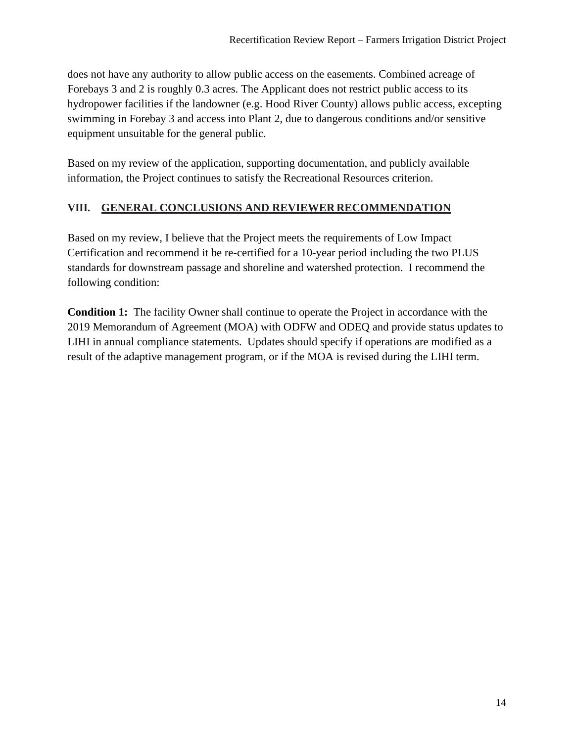does not have any authority to allow public access on the easements. Combined acreage of Forebays 3 and 2 is roughly 0.3 acres. The Applicant does not restrict public access to its hydropower facilities if the landowner (e.g. Hood River County) allows public access, excepting swimming in Forebay 3 and access into Plant 2, due to dangerous conditions and/or sensitive equipment unsuitable for the general public.

Based on my review of the application, supporting documentation, and publicly available information, the Project continues to satisfy the Recreational Resources criterion.

## VIII. GENERAL CONCLUSIONS AND REVIEWER RECOMMENDATION

Based on my review, I believe that the Project meets the requirements of Low Impact Certification and recommend it be re-certified for a 10-year period including the two PLUS standards for downstream passage and shoreline and watershed protection. I recommend the following condition:

**Condition 1:** The facility Owner shall continue to operate the Project in accordance with the 2019 Memorandum of Agreement (MOA) with ODFW and ODEQ and provide status updates to LIHI in annual compliance statements. Updates should specify if operations are modified as a result of the adaptive management program, or if the MOA is revised during the LIHI term.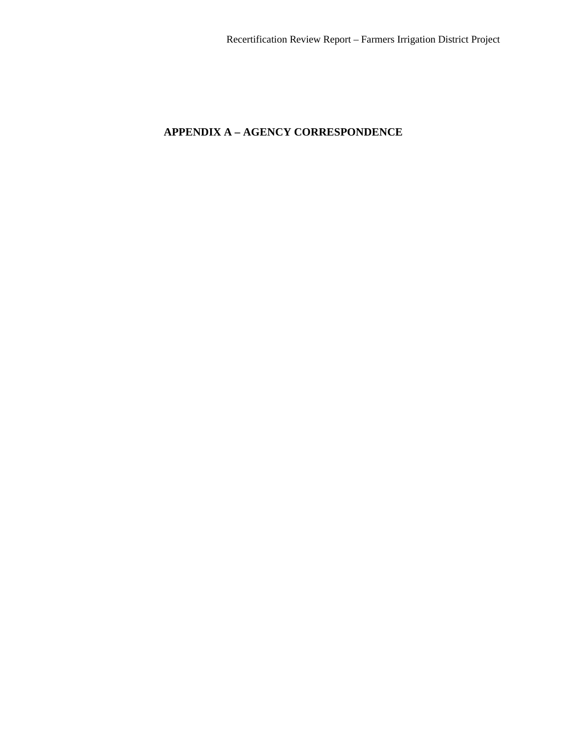# APPENDIX A – AGENCY CORRESPONDENCE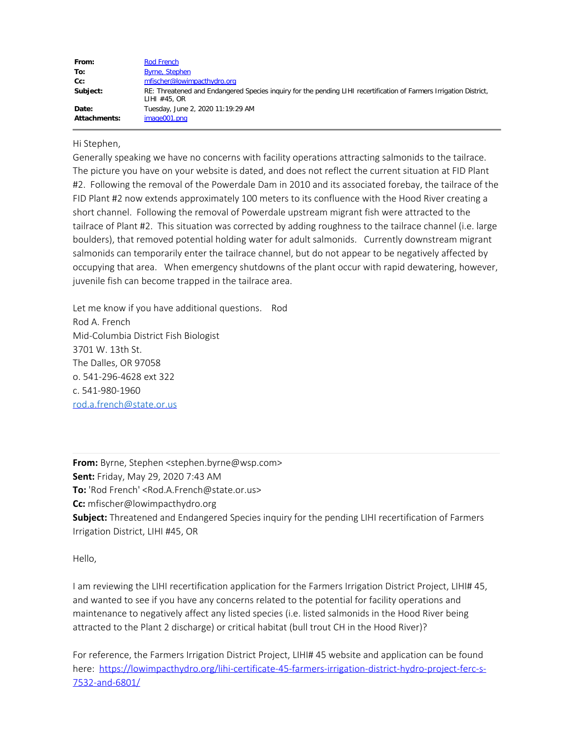| | |
|---|---|
| **From:** | Rod French |
| **To:** | Byrne, Stephen |
| **Cc:** | mfischer@lowimpacthydro.org |
| **Subject:** | RE: Threatened and Endangered Species inquiry for the pending LIHI recertification of Farmers Irrigation District, LIHI #45, OR |
| **Date:** | Tuesday, June 2, 2020 11:19:29 AM |
| **Attachments:** | image001.png |

Hi Stephen,

Generally speaking we have no concerns with facility operations attracting salmonids to the tailrace. The picture you have on your website is dated, and does not reflect the current situation at FID Plant #2. Following the removal of the Powerdale Dam in 2010 and its associated forebay, the tailrace of the FID Plant #2 now extends approximately 100 meters to its confluence with the Hood River creating a short channel. Following the removal of Powerdale upstream migrant fish were attracted to the tailrace of Plant #2. This situation was corrected by adding roughness to the tailrace channel (i.e. large boulders), that removed potential holding water for adult salmonids. Currently downstream migrant salmonids can temporarily enter the tailrace channel, but do not appear to be negatively affected by occupying that area. When emergency shutdowns of the plant occur with rapid dewatering, however, juvenile fish can become trapped in the tailrace area.

Let me know if you have additional questions. Rod

Rod A. French
Mid-Columbia District Fish Biologist
3701 W. 13th St.
The Dalles, OR 97058
o. 541-296-4628 ext 322
c. 541-980-1960
rod.a.french@state.or.us

---

**From:** Byrne, Stephen <stephen.byrne@wsp.com>
**Sent:** Friday, May 29, 2020 7:43 AM
**To:** 'Rod French' <Rod.A.French@state.or.us>
**Cc:** mfischer@lowimpacthydro.org
**Subject:** Threatened and Endangered Species inquiry for the pending LIHI recertification of Farmers Irrigation District, LIHI #45, OR

Hello,

I am reviewing the LIHI recertification application for the Farmers Irrigation District Project, LIHI# 45, and wanted to see if you have any concerns related to the potential for facility operations and maintenance to negatively affect any listed species (i.e. listed salmonids in the Hood River being attracted to the Plant 2 discharge) or critical habitat (bull trout CH in the Hood River)?

For reference, the Farmers Irrigation District Project, LIHI# 45 website and application can be found here: https://lowimpacthydro.org/lihi-certificate-45-farmers-irrigation-district-hydro-project-ferc-s-7532-and-6801/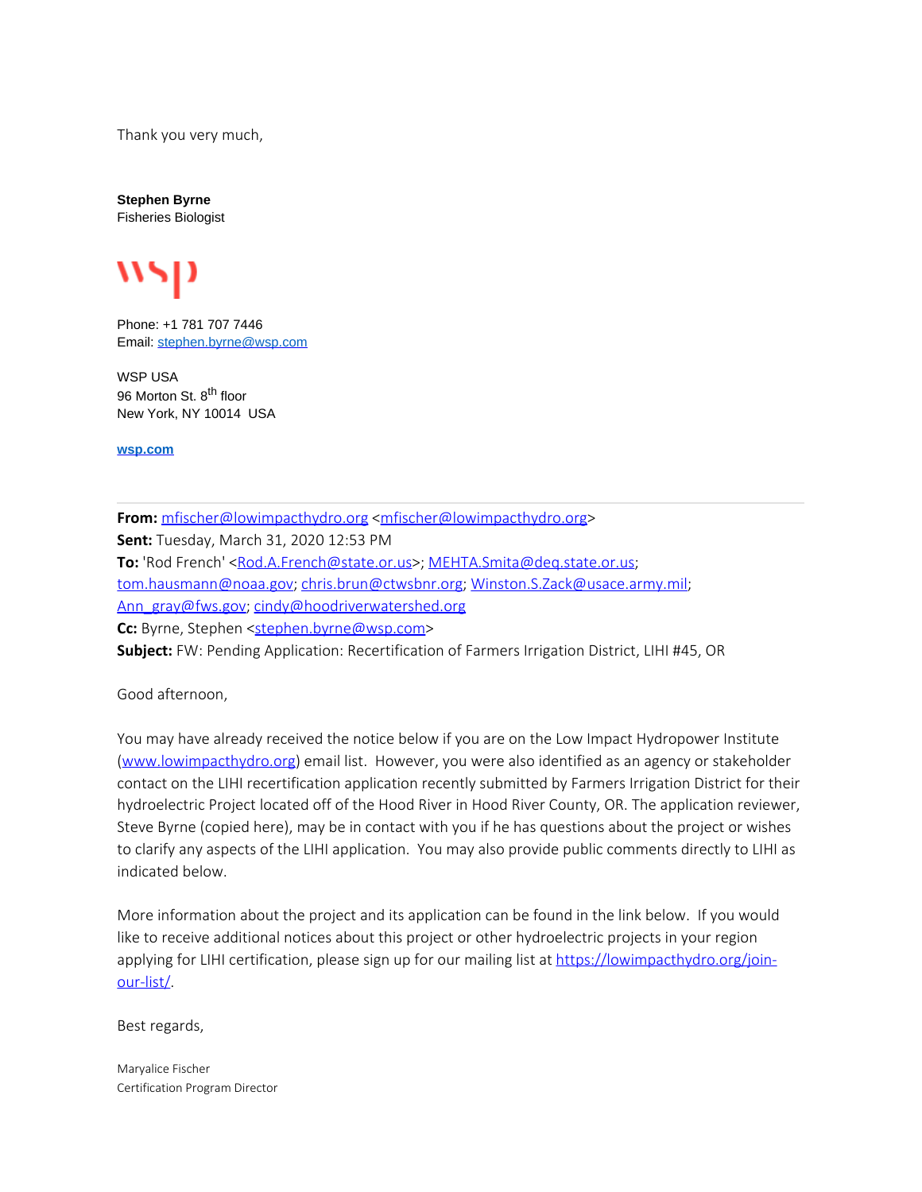Thank you very much,

**Stephen Byrne**
Fisheries Biologist

Phone: +1 781 707 7446
Email: stephen.byrne@wsp.com

WSP USA
96 Morton St. 8th floor
New York, NY 10014 USA

**wsp.com**

---

**From:** mfischer@lowimpacthydro.org <mfischer@lowimpacthydro.org>
**Sent:** Tuesday, March 31, 2020 12:53 PM
**To:** 'Rod French' <Rod.A.French@state.or.us>; MEHTA.Smita@deq.state.or.us; tom.hausmann@noaa.gov; chris.brun@ctwsbnr.org; Winston.S.Zack@usace.army.mil; Ann_gray@fws.gov; cindy@hoodriverwatershed.org
**Cc:** Byrne, Stephen <stephen.byrne@wsp.com>
**Subject:** FW: Pending Application: Recertification of Farmers Irrigation District, LIHI #45, OR

Good afternoon,

You may have already received the notice below if you are on the Low Impact Hydropower Institute (www.lowimpacthydro.org) email list. However, you were also identified as an agency or stakeholder contact on the LIHI recertification application recently submitted by Farmers Irrigation District for their hydroelectric Project located off of the Hood River in Hood River County, OR. The application reviewer, Steve Byrne (copied here), may be in contact with you if he has questions about the project or wishes to clarify any aspects of the LIHI application. You may also provide public comments directly to LIHI as indicated below.

More information about the project and its application can be found in the link below. If you would like to receive additional notices about this project or other hydroelectric projects in your region applying for LIHI certification, please sign up for our mailing list at https://lowimpacthydro.org/join-our-list/.

Best regards,

Maryalice Fischer
Certification Program Director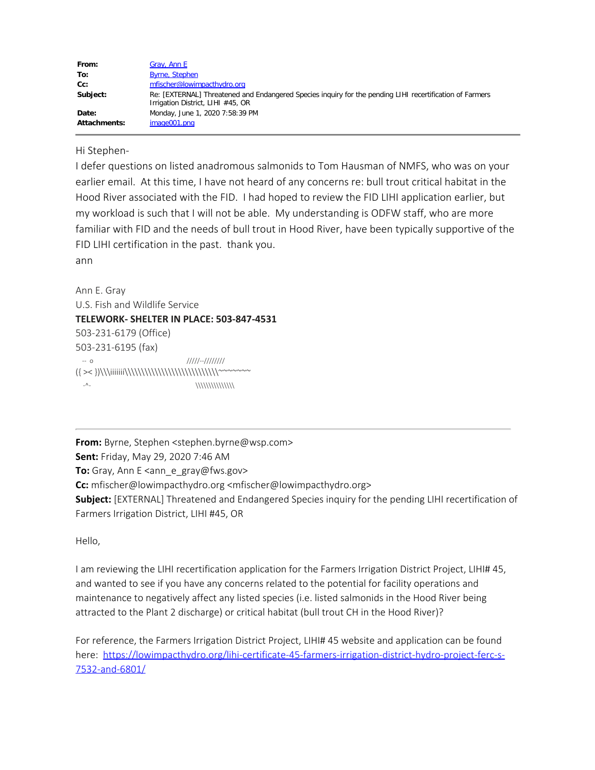| | |
|---|---|
| **From:** | Gray, Ann E |
| **To:** | Byrne, Stephen |
| **Cc:** | mfischer@lowimpacthydro.org |
| **Subject:** | Re: [EXTERNAL] Threatened and Endangered Species inquiry for the pending LIHI recertification of Farmers Irrigation District, LIHI #45, OR |
| **Date:** | Monday, June 1, 2020 7:58:39 PM |
| **Attachments:** | image001.png |

---

Hi Stephen-

I defer questions on listed anadromous salmonids to Tom Hausman of NMFS, who was on your earlier email. At this time, I have not heard of any concerns re: bull trout critical habitat in the Hood River associated with the FID. I had hoped to review the FID LIHI application earlier, but my workload is such that I will not be able. My understanding is ODFW staff, who are more familiar with FID and the needs of bull trout in Hood River, have been typically supportive of the FID LIHI certification in the past. thank you.

ann

Ann E. Gray
U.S. Fish and Wildlife Service
**TELEWORK- SHELTER IN PLACE: 503-847-4531**
503-231-6179 (Office)
503-231-6195 (fax)

```
  -- o                                   /////--////////
({ >< })\\\iiiiiii\\\\\\\\\\\\\\\\\\\\\\\\\\\\\~~~~~~~
  -^-                                      \\\\\\\\\\\\\\\
```

---

**From:** Byrne, Stephen <stephen.byrne@wsp.com>
**Sent:** Friday, May 29, 2020 7:46 AM
**To:** Gray, Ann E <ann_e_gray@fws.gov>
**Cc:** mfischer@lowimpacthydro.org <mfischer@lowimpacthydro.org>
**Subject:** [EXTERNAL] Threatened and Endangered Species inquiry for the pending LIHI recertification of Farmers Irrigation District, LIHI #45, OR

Hello,

I am reviewing the LIHI recertification application for the Farmers Irrigation District Project, LIHI# 45, and wanted to see if you have any concerns related to the potential for facility operations and maintenance to negatively affect any listed species (i.e. listed salmonids in the Hood River being attracted to the Plant 2 discharge) or critical habitat (bull trout CH in the Hood River)?

For reference, the Farmers Irrigation District Project, LIHI# 45 website and application can be found here: https://lowimpacthydro.org/lihi-certificate-45-farmers-irrigation-district-hydro-project-ferc-s-7532-and-6801/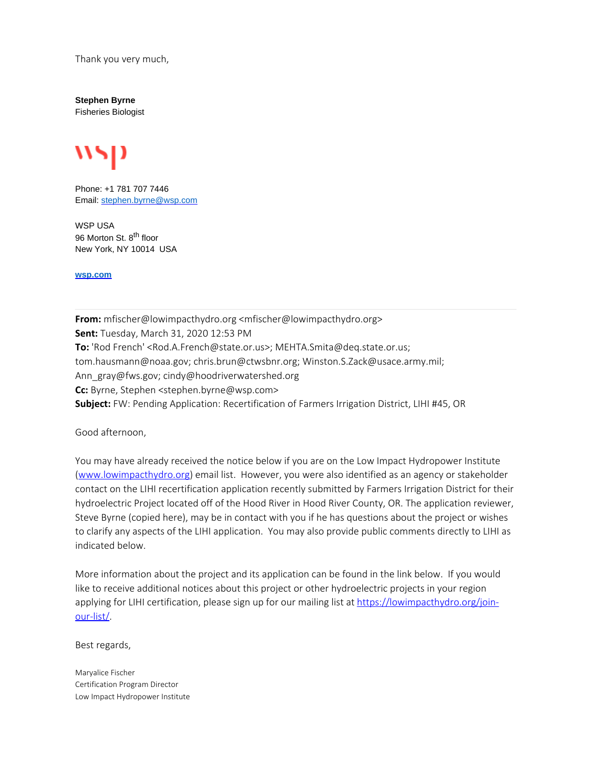Thank you very much,

**Stephen Byrne**
Fisheries Biologist

wsp

Phone: +1 781 707 7446
Email: stephen.byrne@wsp.com

WSP USA
96 Morton St. 8th floor
New York, NY 10014 USA

**wsp.com**

---

**From:** mfischer@lowimpacthydro.org <mfischer@lowimpacthydro.org>
**Sent:** Tuesday, March 31, 2020 12:53 PM
**To:** 'Rod French' <Rod.A.French@state.or.us>; MEHTA.Smita@deq.state.or.us; tom.hausmann@noaa.gov; chris.brun@ctwsbnr.org; Winston.S.Zack@usace.army.mil; Ann_gray@fws.gov; cindy@hoodriverwatershed.org
**Cc:** Byrne, Stephen <stephen.byrne@wsp.com>
**Subject:** FW: Pending Application: Recertification of Farmers Irrigation District, LIHI #45, OR

Good afternoon,

You may have already received the notice below if you are on the Low Impact Hydropower Institute (www.lowimpacthydro.org) email list. However, you were also identified as an agency or stakeholder contact on the LIHI recertification application recently submitted by Farmers Irrigation District for their hydroelectric Project located off of the Hood River in Hood River County, OR. The application reviewer, Steve Byrne (copied here), may be in contact with you if he has questions about the project or wishes to clarify any aspects of the LIHI application. You may also provide public comments directly to LIHI as indicated below.

More information about the project and its application can be found in the link below. If you would like to receive additional notices about this project or other hydroelectric projects in your region applying for LIHI certification, please sign up for our mailing list at https://lowimpacthydro.org/join-our-list/.

Best regards,

Maryalice Fischer
Certification Program Director
Low Impact Hydropower Institute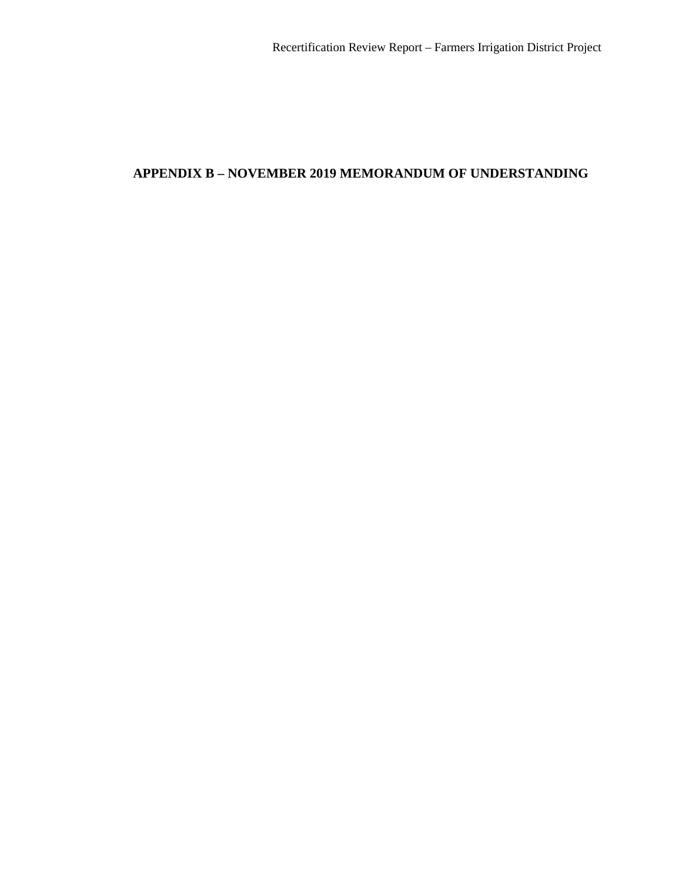# APPENDIX B – NOVEMBER 2019 MEMORANDUM OF UNDERSTANDING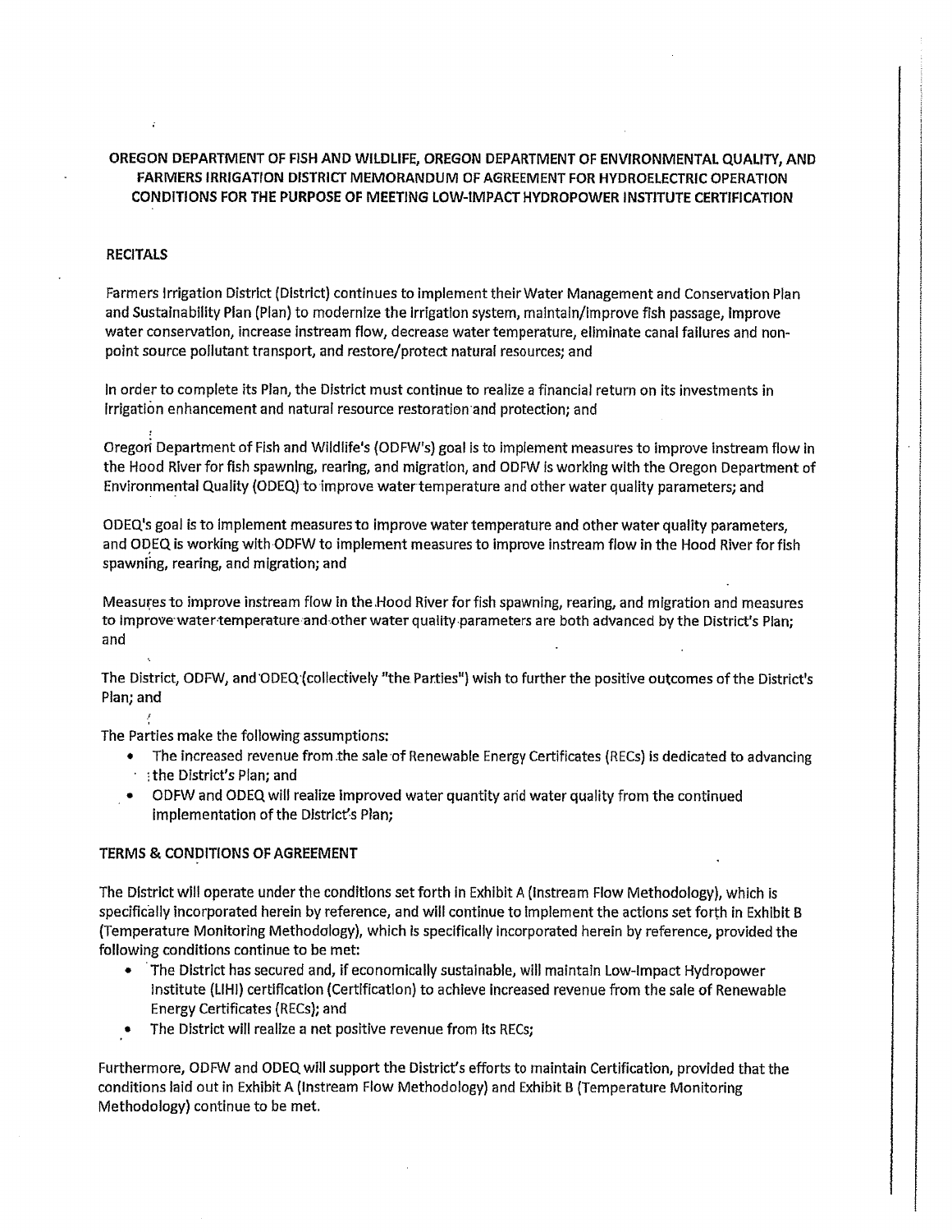**OREGON DEPARTMENT OF FISH AND WILDLIFE, OREGON DEPARTMENT OF ENVIRONMENTAL QUALITY, AND FARMERS IRRIGATION DISTRICT MEMORANDUM OF AGREEMENT FOR HYDROELECTRIC OPERATION CONDITIONS FOR THE PURPOSE OF MEETING LOW-IMPACT HYDROPOWER INSTITUTE CERTIFICATION**

**RECITALS**

Farmers Irrigation District (District) continues to implement their Water Management and Conservation Plan and Sustainability Plan (Plan) to modernize the irrigation system, maintain/improve fish passage, improve water conservation, increase instream flow, decrease water temperature, eliminate canal failures and non-point source pollutant transport, and restore/protect natural resources; and

In order to complete its Plan, the District must continue to realize a financial return on its investments in irrigation enhancement and natural resource restoration and protection; and

Oregon Department of Fish and Wildlife's (ODFW's) goal is to implement measures to improve instream flow in the Hood River for fish spawning, rearing, and migration, and ODFW is working with the Oregon Department of Environmental Quality (ODEQ) to improve water temperature and other water quality parameters; and

ODEQ's goal is to implement measures to improve water temperature and other water quality parameters, and ODEQ is working with ODFW to implement measures to improve instream flow in the Hood River for fish spawning, rearing, and migration; and

Measures to improve instream flow in the Hood River for fish spawning, rearing, and migration and measures to improve water temperature and other water quality parameters are both advanced by the District's Plan; and

The District, ODFW, and ODEQ (collectively "the Parties") wish to further the positive outcomes of the District's Plan; and

The Parties make the following assumptions:

- The increased revenue from the sale of Renewable Energy Certificates (RECs) is dedicated to advancing the District's Plan; and
- ODFW and ODEQ will realize improved water quantity and water quality from the continued implementation of the District's Plan;

**TERMS & CONDITIONS OF AGREEMENT**

The District will operate under the conditions set forth in Exhibit A (Instream Flow Methodology), which is specifically incorporated herein by reference, and will continue to implement the actions set forth in Exhibit B (Temperature Monitoring Methodology), which is specifically incorporated herein by reference, provided the following conditions continue to be met:

- The District has secured and, if economically sustainable, will maintain Low-Impact Hydropower Institute (LIHI) certification (Certification) to achieve increased revenue from the sale of Renewable Energy Certificates (RECs); and
- The District will realize a net positive revenue from its RECs;

Furthermore, ODFW and ODEQ will support the District's efforts to maintain Certification, provided that the conditions laid out in Exhibit A (Instream Flow Methodology) and Exhibit B (Temperature Monitoring Methodology) continue to be met.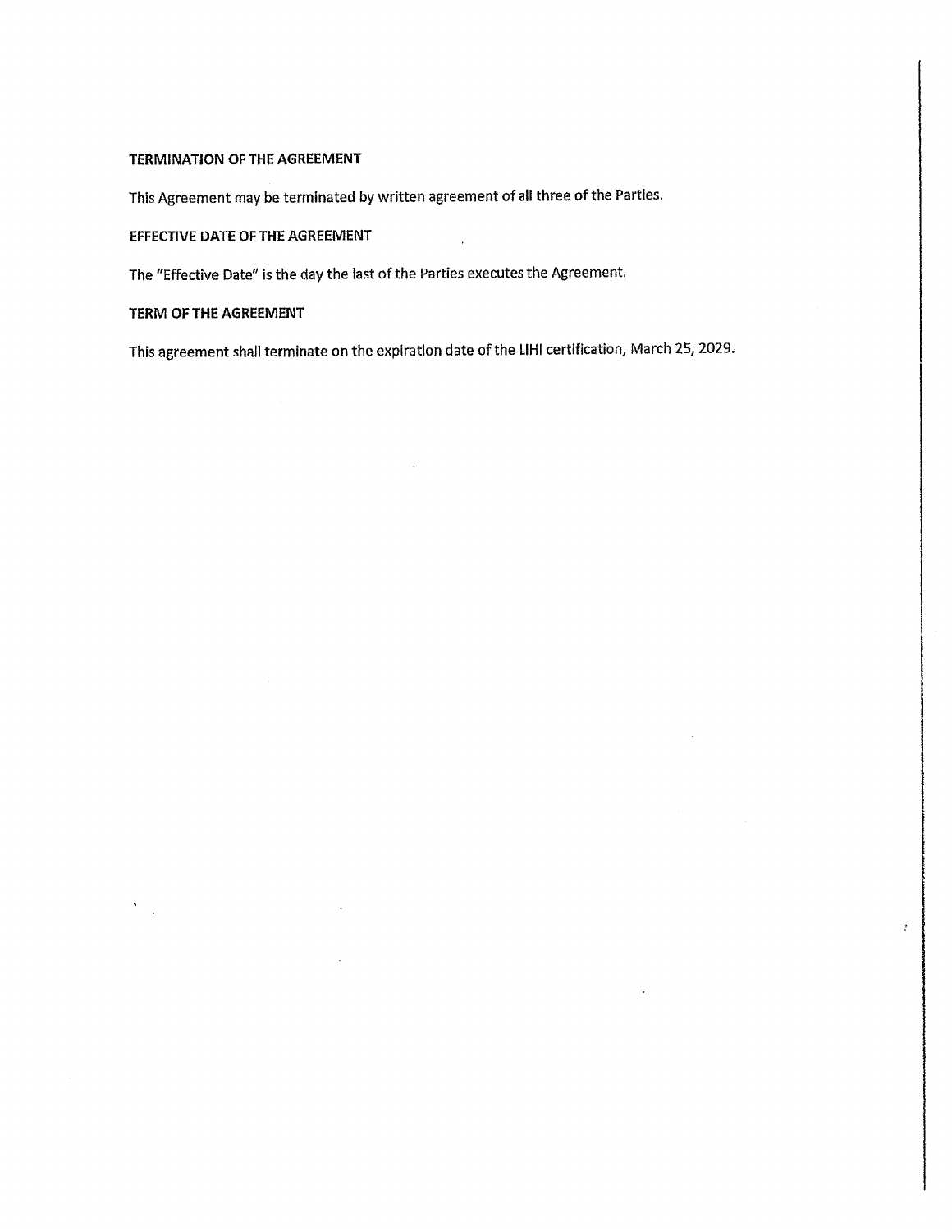**TERMINATION OF THE AGREEMENT**

This Agreement may be terminated by written agreement of all three of the Parties.

**EFFECTIVE DATE OF THE AGREEMENT**

The "Effective Date" is the day the last of the Parties executes the Agreement.

**TERM OF THE AGREEMENT**

This agreement shall terminate on the expiration date of the LIHI certification, March 25, 2029.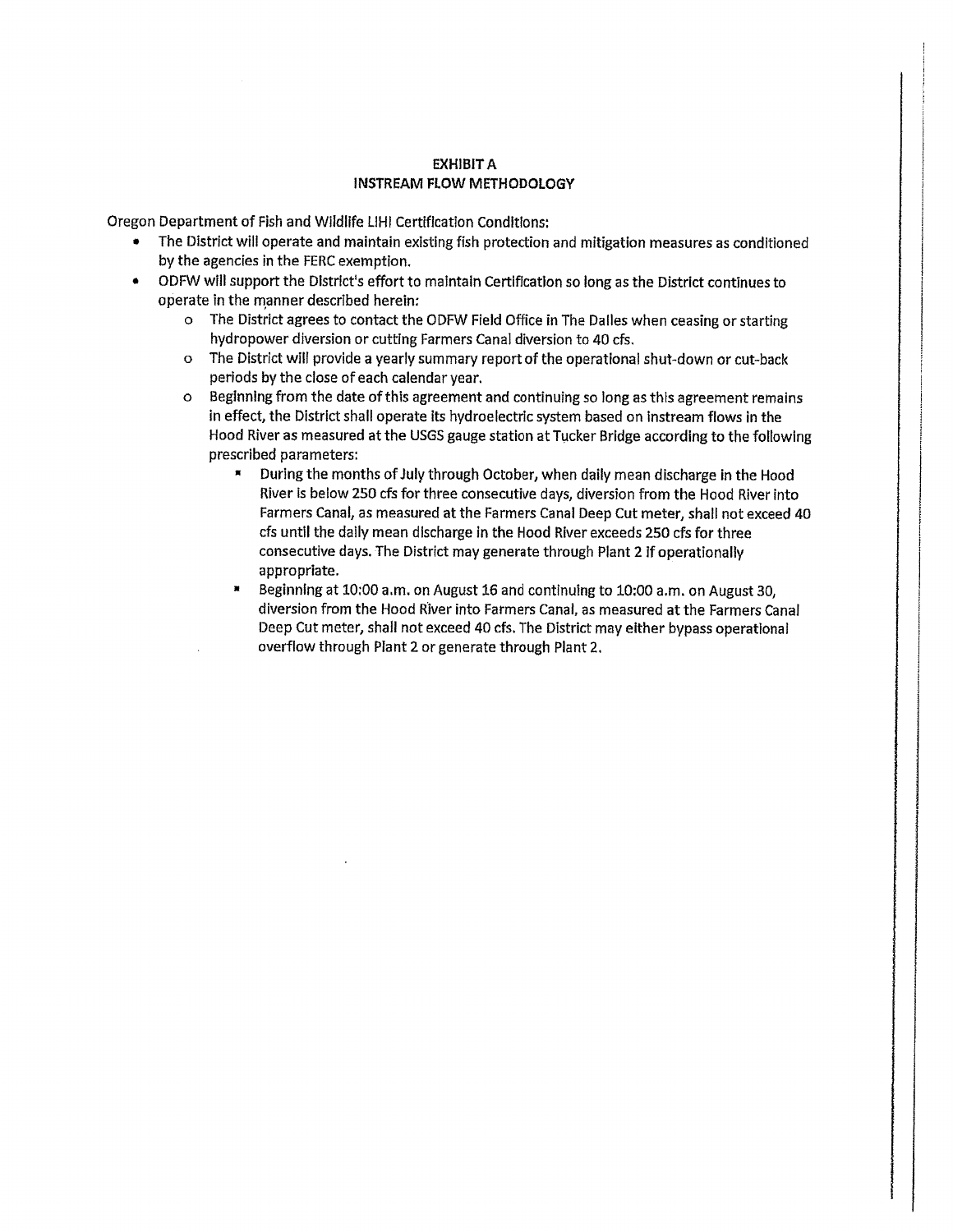## EXHIBIT A
## INSTREAM FLOW METHODOLOGY

Oregon Department of Fish and Wildlife LIHI Certification Conditions:

- The District will operate and maintain existing fish protection and mitigation measures as conditioned by the agencies in the FERC exemption.
- ODFW will support the District's effort to maintain Certification so long as the District continues to operate in the manner described herein:
  - The District agrees to contact the ODFW Field Office in The Dalles when ceasing or starting hydropower diversion or cutting Farmers Canal diversion to 40 cfs.
  - The District will provide a yearly summary report of the operational shut-down or cut-back periods by the close of each calendar year.
  - Beginning from the date of this agreement and continuing so long as this agreement remains in effect, the District shall operate its hydroelectric system based on instream flows in the Hood River as measured at the USGS gauge station at Tucker Bridge according to the following prescribed parameters:
    - During the months of July through October, when daily mean discharge in the Hood River is below 250 cfs for three consecutive days, diversion from the Hood River into Farmers Canal, as measured at the Farmers Canal Deep Cut meter, shall not exceed 40 cfs until the daily mean discharge in the Hood River exceeds 250 cfs for three consecutive days. The District may generate through Plant 2 if operationally appropriate.
    - Beginning at 10:00 a.m. on August 16 and continuing to 10:00 a.m. on August 30, diversion from the Hood River into Farmers Canal, as measured at the Farmers Canal Deep Cut meter, shall not exceed 40 cfs. The District may either bypass operational overflow through Plant 2 or generate through Plant 2.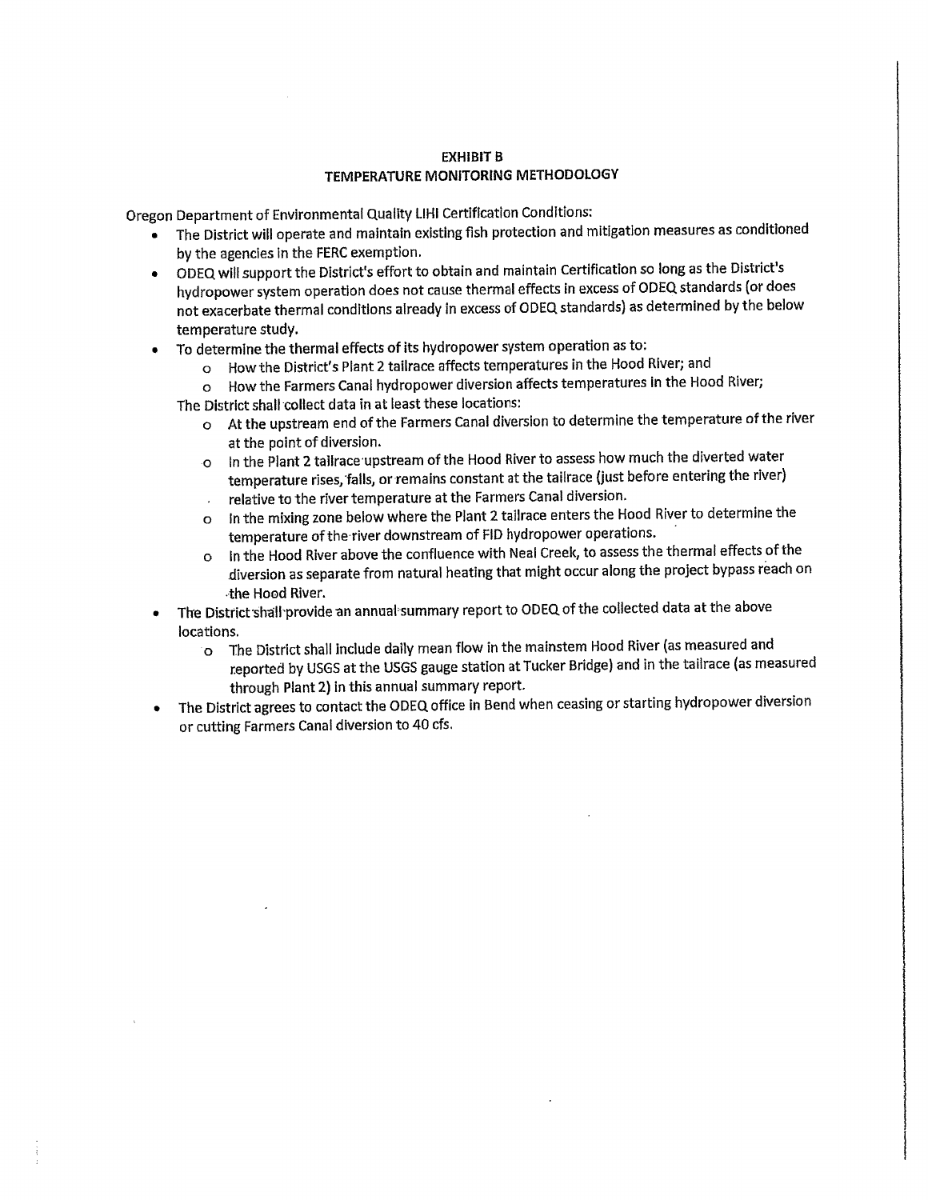**EXHIBIT B**
**TEMPERATURE MONITORING METHODOLOGY**

Oregon Department of Environmental Quality LIHI Certification Conditions:

- The District will operate and maintain existing fish protection and mitigation measures as conditioned by the agencies in the FERC exemption.
- ODEQ will support the District's effort to obtain and maintain Certification so long as the District's hydropower system operation does not cause thermal effects in excess of ODEQ standards (or does not exacerbate thermal conditions already in excess of ODEQ standards) as determined by the below temperature study.
- To determine the thermal effects of its hydropower system operation as to:
  - How the District's Plant 2 tailrace affects temperatures in the Hood River; and
  - How the Farmers Canal hydropower diversion affects temperatures in the Hood River;

  The District shall collect data in at least these locations:
  - At the upstream end of the Farmers Canal diversion to determine the temperature of the river at the point of diversion.
  - In the Plant 2 tailrace upstream of the Hood River to assess how much the diverted water temperature rises, falls, or remains constant at the tailrace (just before entering the river) relative to the river temperature at the Farmers Canal diversion.
  - In the mixing zone below where the Plant 2 tailrace enters the Hood River to determine the temperature of the river downstream of FID hydropower operations.
  - In the Hood River above the confluence with Neal Creek, to assess the thermal effects of the diversion as separate from natural heating that might occur along the project bypass reach on the Hood River.
- The District shall provide an annual summary report to ODEQ of the collected data at the above locations.
  - The District shall include daily mean flow in the mainstem Hood River (as measured and reported by USGS at the USGS gauge station at Tucker Bridge) and in the tailrace (as measured through Plant 2) in this annual summary report.
- The District agrees to contact the ODEQ office in Bend when ceasing or starting hydropower diversion or cutting Farmers Canal diversion to 40 cfs.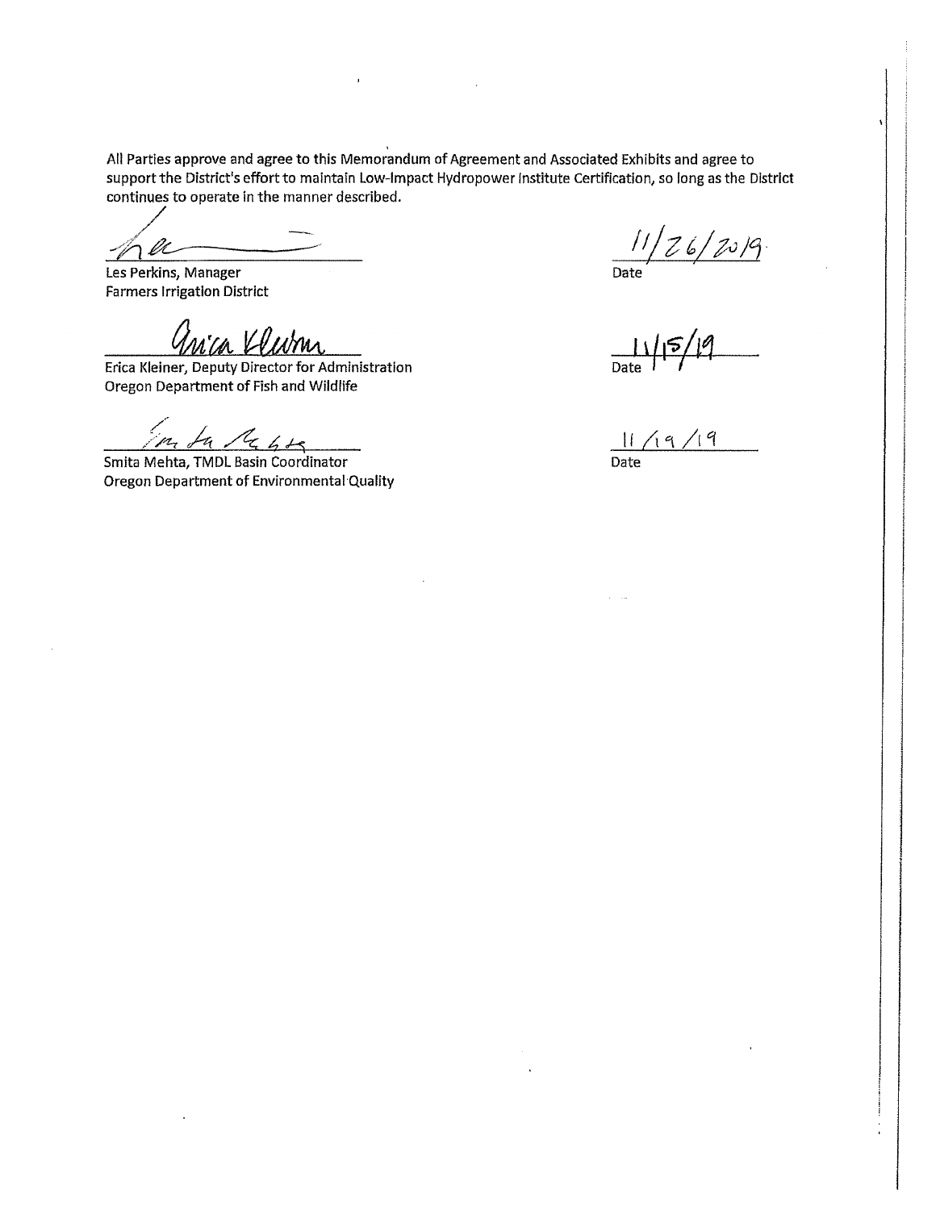All Parties approve and agree to this Memorandum of Agreement and Associated Exhibits and agree to support the District's effort to maintain Low-Impact Hydropower Institute Certification, so long as the District continues to operate in the manner described.

Les Perkins, Manager
Farmers Irrigation District

11/26/2019
Date

Erica Kleiner, Deputy Director for Administration
Oregon Department of Fish and Wildlife

11/15/19
Date

Smita Mehta, TMDL Basin Coordinator
Oregon Department of Environmental Quality

11/19/19
Date